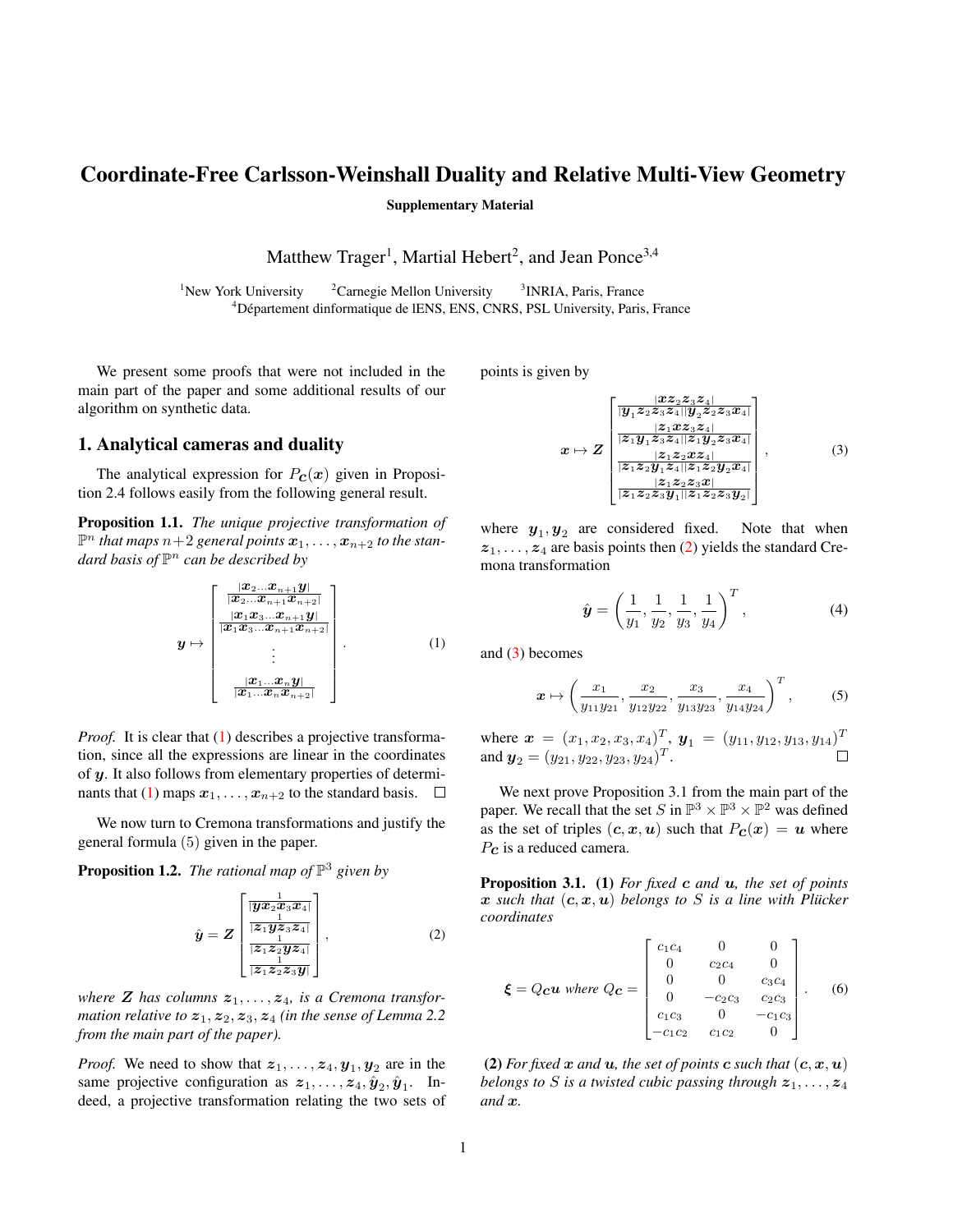# Coordinate-Free Carlsson-Weinshall Duality and Relative Multi-View Geometry

**Supplementary Material**

Matthew Trager[1], Martial Hebert[2], and Jean Ponce[3,4]

[1]New York University [2]Carnegie Mellon University [3]INRIA, Paris, France
[4]Département dinformatique de lENS, ENS, CNRS, PSL University, Paris, France

We present some proofs that were not included in the main part of the paper and some additional results of our algorithm on synthetic data.

## 1. Analytical cameras and duality

The analytical expression for $P_{\boldsymbol{c}}(\boldsymbol{x})$ given in Proposition 2.4 follows easily from the following general result.

**Proposition 1.1.** *The unique projective transformation of $\mathbb{P}^n$ that maps $n+2$ general points $\boldsymbol{x}_1, \ldots, \boldsymbol{x}_{n+2}$ to the standard basis of $\mathbb{P}^n$ can be described by*

$$\boldsymbol{y} \mapsto \begin{bmatrix} \frac{|\boldsymbol{x}_2 \ldots \boldsymbol{x}_{n+1} \boldsymbol{y}|}{|\boldsymbol{x}_2 \ldots \boldsymbol{x}_{n+1} \boldsymbol{x}_{n+2}|} \\ \frac{|\boldsymbol{x}_1 \boldsymbol{x}_3 \ldots \boldsymbol{x}_{n+1} \boldsymbol{y}|}{|\boldsymbol{x}_1 \boldsymbol{x}_3 \ldots \boldsymbol{x}_{n+1} \boldsymbol{x}_{n+2}|} \\ \vdots \\ \frac{|\boldsymbol{x}_1 \ldots \boldsymbol{x}_n \boldsymbol{y}|}{|\boldsymbol{x}_1 \ldots \boldsymbol{x}_n \boldsymbol{x}_{n+2}|} \end{bmatrix}. \tag{1}$$

*Proof.* It is clear that (1) describes a projective transformation, since all the expressions are linear in the coordinates of $\boldsymbol{y}$. It also follows from elementary properties of determinants that (1) maps $\boldsymbol{x}_1, \ldots, \boldsymbol{x}_{n+2}$ to the standard basis. $\square$

We now turn to Cremona transformations and justify the general formula (5) given in the paper.

**Proposition 1.2.** *The rational map of $\mathbb{P}^3$ given by*

$$\hat{\boldsymbol{y}} = \boldsymbol{Z} \begin{bmatrix} \frac{1}{|\boldsymbol{y} \boldsymbol{x}_2 \boldsymbol{x}_3 \boldsymbol{x}_4|} \\ \frac{1}{|\boldsymbol{z}_1 \boldsymbol{y} \boldsymbol{z}_3 \boldsymbol{z}_4|} \\ \frac{1}{|\boldsymbol{z}_1 \boldsymbol{z}_2 \boldsymbol{y} \boldsymbol{z}_4|} \\ \frac{1}{|\boldsymbol{z}_1 \boldsymbol{z}_2 \boldsymbol{z}_3 \boldsymbol{y}|} \end{bmatrix}, \tag{2}$$

*where $\boldsymbol{Z}$ has columns $\boldsymbol{z}_1, \ldots, \boldsymbol{z}_4$, is a Cremona transformation relative to $\boldsymbol{z}_1, \boldsymbol{z}_2, \boldsymbol{z}_3, \boldsymbol{z}_4$ (in the sense of Lemma 2.2 from the main part of the paper).*

*Proof.* We need to show that $\boldsymbol{z}_1, \ldots, \boldsymbol{z}_4, \boldsymbol{y}_1, \boldsymbol{y}_2$ are in the same projective configuration as $\boldsymbol{z}_1, \ldots, \boldsymbol{z}_4, \hat{\boldsymbol{y}}_2, \hat{\boldsymbol{y}}_1$. Indeed, a projective transformation relating the two sets of points is given by

$$\boldsymbol{x} \mapsto \boldsymbol{Z} \begin{bmatrix} \frac{|\boldsymbol{x} \boldsymbol{z}_2 \boldsymbol{z}_3 \boldsymbol{z}_4|}{|\boldsymbol{y}_1 \boldsymbol{z}_2 \boldsymbol{z}_3 \boldsymbol{z}_4||\boldsymbol{y}_2 \boldsymbol{z}_2 \boldsymbol{z}_3 \boldsymbol{x}_4|} \\ \frac{|\boldsymbol{z}_1 \boldsymbol{x} \boldsymbol{z}_3 \boldsymbol{z}_4|}{|\boldsymbol{z}_1 \boldsymbol{y}_1 \boldsymbol{z}_3 \boldsymbol{z}_4||\boldsymbol{z}_1 \boldsymbol{y}_2 \boldsymbol{z}_3 \boldsymbol{x}_4|} \\ \frac{|\boldsymbol{z}_1 \boldsymbol{z}_2 \boldsymbol{x} \boldsymbol{z}_4|}{|\boldsymbol{z}_1 \boldsymbol{z}_2 \boldsymbol{y}_1 \boldsymbol{z}_4||\boldsymbol{z}_1 \boldsymbol{z}_2 \boldsymbol{y}_2 \boldsymbol{x}_4|} \\ \frac{|\boldsymbol{z}_1 \boldsymbol{z}_2 \boldsymbol{z}_3 \boldsymbol{x}|}{|\boldsymbol{z}_1 \boldsymbol{z}_2 \boldsymbol{z}_3 \boldsymbol{y}_1||\boldsymbol{z}_1 \boldsymbol{z}_2 \boldsymbol{z}_3 \boldsymbol{y}_2|} \end{bmatrix}, \tag{3}$$

where $\boldsymbol{y}_1, \boldsymbol{y}_2$ are considered fixed. Note that when $\boldsymbol{z}_1, \ldots, \boldsymbol{z}_4$ are basis points then (2) yields the standard Cremona transformation

$$\hat{\boldsymbol{y}} = \left( \frac{1}{y_1}, \frac{1}{y_2}, \frac{1}{y_3}, \frac{1}{y_4} \right)^T, \tag{4}$$

and (3) becomes

$$\boldsymbol{x} \mapsto \left( \frac{x_1}{y_{11} y_{21}}, \frac{x_2}{y_{12} y_{22}}, \frac{x_3}{y_{13} y_{23}}, \frac{x_4}{y_{14} y_{24}} \right)^T, \tag{5}$$

where $\boldsymbol{x} = (x_1, x_2, x_3, x_4)^T$, $\boldsymbol{y}_1 = (y_{11}, y_{12}, y_{13}, y_{14})^T$ and $\boldsymbol{y}_2 = (y_{21}, y_{22}, y_{23}, y_{24})^T$. $\square$

We next prove Proposition 3.1 from the main part of the paper. We recall that the set $S$ in $\mathbb{P}^3 \times \mathbb{P}^3 \times \mathbb{P}^2$ was defined as the set of triples $(\boldsymbol{c}, \boldsymbol{x}, \boldsymbol{u})$ such that $P_{\boldsymbol{c}}(\boldsymbol{x}) = \boldsymbol{u}$ where $P_{\boldsymbol{c}}$ is a reduced camera.

**Proposition 3.1.** **(1)** *For fixed $\boldsymbol{c}$ and $\boldsymbol{u}$, the set of points $\boldsymbol{x}$ such that $(\boldsymbol{c}, \boldsymbol{x}, \boldsymbol{u})$ belongs to $S$ is a line with Plücker coordinates*

$$\boldsymbol{\xi} = Q_{\boldsymbol{c}} \boldsymbol{u} \text{ where } Q_{\boldsymbol{c}} = \begin{bmatrix} c_1 c_4 & 0 & 0 \\ 0 & c_2 c_4 & 0 \\ 0 & 0 & c_3 c_4 \\ 0 & -c_2 c_3 & c_2 c_3 \\ c_1 c_3 & 0 & -c_1 c_3 \\ -c_1 c_2 & c_1 c_2 & 0 \end{bmatrix}. \tag{6}$$

**(2)** *For fixed $\boldsymbol{x}$ and $\boldsymbol{u}$, the set of points $\boldsymbol{c}$ such that $(\boldsymbol{c}, \boldsymbol{x}, \boldsymbol{u})$ belongs to $S$ is a twisted cubic passing through $\boldsymbol{z}_1, \ldots, \boldsymbol{z}_4$ and $\boldsymbol{x}$.*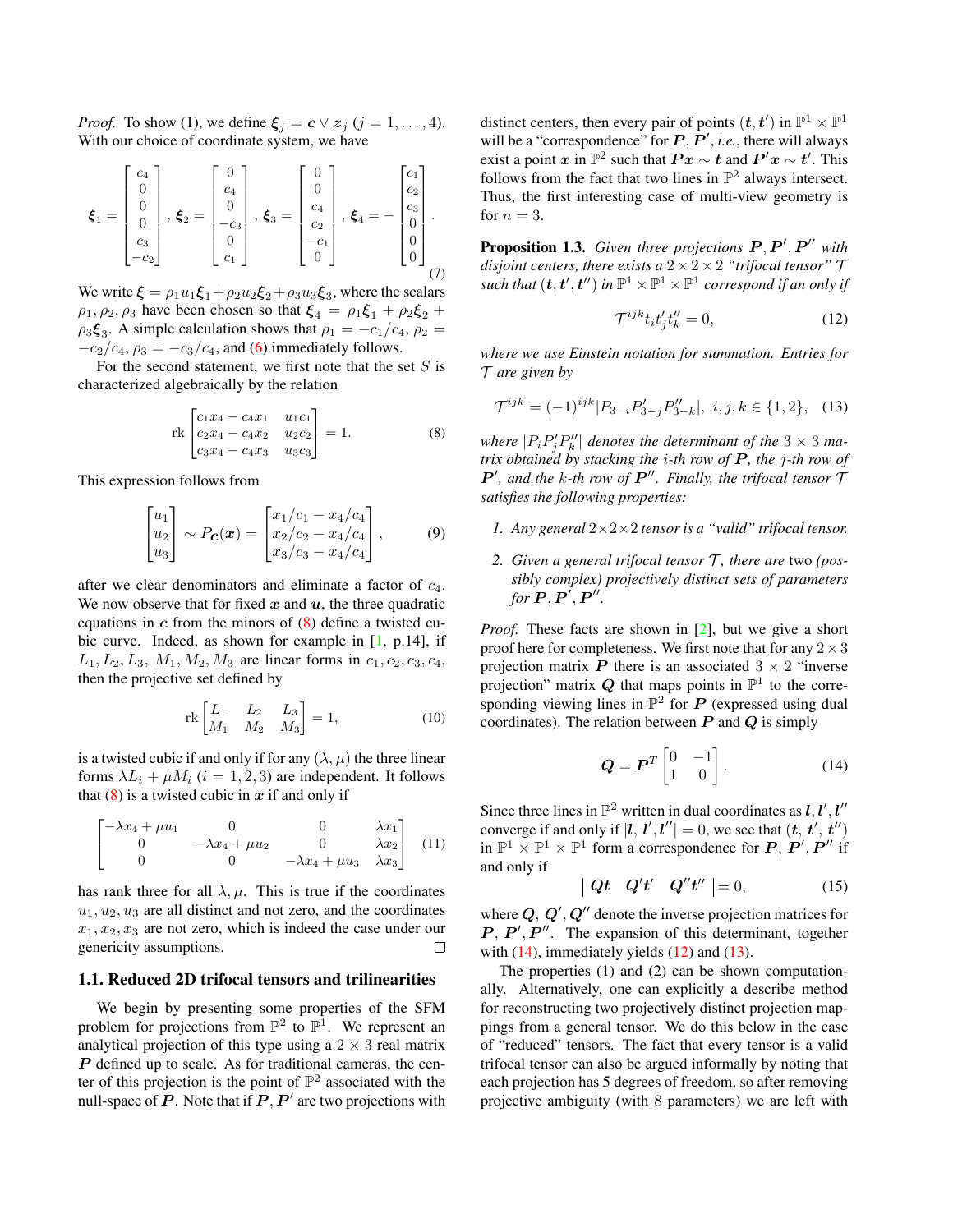*Proof.* To show (1), we define $\boldsymbol{\xi}_j = \boldsymbol{c} \vee \boldsymbol{z}_j$ $(j = 1, \ldots, 4)$. With our choice of coordinate system, we have

$$
\boldsymbol{\xi}_1 = \begin{bmatrix} c_4 \\ 0 \\ 0 \\ 0 \\ c_3 \\ -c_2 \end{bmatrix}, \boldsymbol{\xi}_2 = \begin{bmatrix} 0 \\ c_4 \\ 0 \\ -c_3 \\ 0 \\ c_1 \end{bmatrix}, \boldsymbol{\xi}_3 = \begin{bmatrix} 0 \\ 0 \\ c_4 \\ c_2 \\ -c_1 \\ 0 \end{bmatrix}, \boldsymbol{\xi}_4 = -\begin{bmatrix} c_1 \\ c_2 \\ c_3 \\ 0 \\ 0 \\ 0 \end{bmatrix}. \tag{7}
$$

We write $\boldsymbol{\xi} = \rho_1 u_1 \boldsymbol{\xi}_1 + \rho_2 u_2 \boldsymbol{\xi}_2 + \rho_3 u_3 \boldsymbol{\xi}_3$, where the scalars $\rho_1, \rho_2, \rho_3$ have been chosen so that $\boldsymbol{\xi}_4 = \rho_1 \boldsymbol{\xi}_1 + \rho_2 \boldsymbol{\xi}_2 + \rho_3 \boldsymbol{\xi}_3$. A simple calculation shows that $\rho_1 = -c_1/c_4$, $\rho_2 = -c_2/c_4$, $\rho_3 = -c_3/c_4$, and (6) immediately follows.

For the second statement, we first note that the set $S$ is characterized algebraically by the relation

$$
\text{rk} \begin{bmatrix} c_1 x_4 - c_4 x_1 & u_1 c_1 \\ c_2 x_4 - c_4 x_2 & u_2 c_2 \\ c_3 x_4 - c_4 x_3 & u_3 c_3 \end{bmatrix} = 1. \tag{8}
$$

This expression follows from

$$
\begin{bmatrix} u_1 \\ u_2 \\ u_3 \end{bmatrix} \sim P_{\boldsymbol{c}}(\boldsymbol{x}) = \begin{bmatrix} x_1/c_1 - x_4/c_4 \\ x_2/c_2 - x_4/c_4 \\ x_3/c_3 - x_4/c_4 \end{bmatrix}, \tag{9}
$$

after we clear denominators and eliminate a factor of $c_4$. We now observe that for fixed $\boldsymbol{x}$ and $\boldsymbol{u}$, the three quadratic equations in $\boldsymbol{c}$ from the minors of (8) define a twisted cubic curve. Indeed, as shown for example in [1, p.14], if $L_1, L_2, L_3, M_1, M_2, M_3$ are linear forms in $c_1, c_2, c_3, c_4$, then the projective set defined by

$$
\text{rk} \begin{bmatrix} L_1 & L_2 & L_3 \\ M_1 & M_2 & M_3 \end{bmatrix} = 1, \tag{10}
$$

is a twisted cubic if and only if for any $(\lambda, \mu)$ the three linear forms $\lambda L_i + \mu M_i$ $(i = 1, 2, 3)$ are independent. It follows that (8) is a twisted cubic in $\boldsymbol{x}$ if and only if

$$
\begin{bmatrix} -\lambda x_4 + \mu u_1 & 0 & 0 & \lambda x_1 \\ 0 & -\lambda x_4 + \mu u_2 & 0 & \lambda x_2 \\ 0 & 0 & -\lambda x_4 + \mu u_3 & \lambda x_3 \end{bmatrix} \tag{11}
$$

has rank three for all $\lambda, \mu$. This is true if the coordinates $u_1, u_2, u_3$ are all distinct and not zero, and the coordinates $x_1, x_2, x_3$ are not zero, which is indeed the case under our genericity assumptions. □

### 1.1. Reduced 2D trifocal tensors and trilinearities

We begin by presenting some properties of the SFM problem for projections from $\mathbb{P}^2$ to $\mathbb{P}^1$. We represent an analytical projection of this type using a $2 \times 3$ real matrix $\boldsymbol{P}$ defined up to scale. As for traditional cameras, the center of this projection is the point of $\mathbb{P}^2$ associated with the null-space of $\boldsymbol{P}$. Note that if $\boldsymbol{P}, \boldsymbol{P}'$ are two projections with distinct centers, then every pair of points $(\boldsymbol{t}, \boldsymbol{t}')$ in $\mathbb{P}^1 \times \mathbb{P}^1$ will be a "correspondence" for $\boldsymbol{P}, \boldsymbol{P}'$, *i.e.*, there will always exist a point $\boldsymbol{x}$ in $\mathbb{P}^2$ such that $\boldsymbol{P}\boldsymbol{x} \sim \boldsymbol{t}$ and $\boldsymbol{P}'\boldsymbol{x} \sim \boldsymbol{t}'$. This follows from the fact that two lines in $\mathbb{P}^2$ always intersect. Thus, the first interesting case of multi-view geometry is for $n = 3$.

**Proposition 1.3.** *Given three projections $\boldsymbol{P}, \boldsymbol{P}', \boldsymbol{P}''$ with disjoint centers, there exists a $2 \times 2 \times 2$ "trifocal tensor" $\mathcal{T}$ such that $(\boldsymbol{t}, \boldsymbol{t}', \boldsymbol{t}'')$ in $\mathbb{P}^1 \times \mathbb{P}^1 \times \mathbb{P}^1$ correspond if an only if*

$$
\mathcal{T}^{ijk} t_i t'_j t''_k = 0, \tag{12}
$$

*where we use Einstein notation for summation. Entries for $\mathcal{T}$ are given by*

$$
\mathcal{T}^{ijk} = (-1)^{ijk} |P_{3-i} P'_{3-j} P''_{3-k}|, \;\; i, j, k \in \{1, 2\}, \tag{13}
$$

*where $|P_i P'_j P''_k|$ denotes the determinant of the $3 \times 3$ matrix obtained by stacking the $i$-th row of $\boldsymbol{P}$, the $j$-th row of $\boldsymbol{P}'$, and the $k$-th row of $\boldsymbol{P}''$. Finally, the trifocal tensor $\mathcal{T}$ satisfies the following properties:*

1. *Any general $2 \times 2 \times 2$ tensor is a "valid" trifocal tensor.*
2. *Given a general trifocal tensor $\mathcal{T}$, there are* two *(possibly complex) projectively distinct sets of parameters for $\boldsymbol{P}, \boldsymbol{P}', \boldsymbol{P}''$.*

*Proof.* These facts are shown in [2], but we give a short proof here for completeness. We first note that for any $2 \times 3$ projection matrix $\boldsymbol{P}$ there is an associated $3 \times 2$ "inverse projection" matrix $\boldsymbol{Q}$ that maps points in $\mathbb{P}^1$ to the corresponding viewing lines in $\mathbb{P}^2$ for $\boldsymbol{P}$ (expressed using dual coordinates). The relation between $\boldsymbol{P}$ and $\boldsymbol{Q}$ is simply

$$
\boldsymbol{Q} = \boldsymbol{P}^T \begin{bmatrix} 0 & -1 \\ 1 & 0 \end{bmatrix}. \tag{14}
$$

Since three lines in $\mathbb{P}^2$ written in dual coordinates as $\boldsymbol{l}, \boldsymbol{l}', \boldsymbol{l}''$ converge if and only if $|\boldsymbol{l}, \boldsymbol{l}', \boldsymbol{l}''| = 0$, we see that $(\boldsymbol{t}, \boldsymbol{t}', \boldsymbol{t}'')$ in $\mathbb{P}^1 \times \mathbb{P}^1 \times \mathbb{P}^1$ form a correspondence for $\boldsymbol{P}, \boldsymbol{P}', \boldsymbol{P}''$ if and only if

$$
\left| \, \boldsymbol{Q}\boldsymbol{t} \quad \boldsymbol{Q}'\boldsymbol{t}' \quad \boldsymbol{Q}''\boldsymbol{t}'' \, \right| = 0, \tag{15}
$$

where $\boldsymbol{Q}, \boldsymbol{Q}', \boldsymbol{Q}''$ denote the inverse projection matrices for $\boldsymbol{P}, \boldsymbol{P}', \boldsymbol{P}''$. The expansion of this determinant, together with (14), immediately yields (12) and (13).

The properties (1) and (2) can be shown computationally. Alternatively, one can explicitly a describe method for reconstructing two projectively distinct projection mappings from a general tensor. We do this below in the case of "reduced" tensors. The fact that every tensor is a valid trifocal tensor can also be argued informally by noting that each projection has 5 degrees of freedom, so after removing projective ambiguity (with 8 parameters) we are left with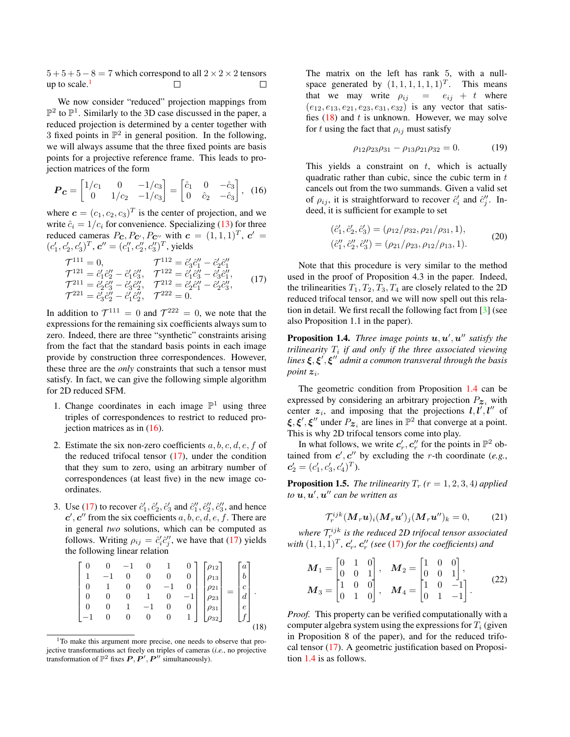$5+5+5-8=7$ which correspond to all $2\times 2\times 2$ tensors up to scale.[1] □ □

We now consider "reduced" projection mappings from $\mathbb{P}^2$ to $\mathbb{P}^1$. Similarly to the 3D case discussed in the paper, a reduced projection is determined by a center together with 3 fixed points in $\mathbb{P}^2$ in general position. In the following, we will always assume that the three fixed points are basis points for a projective reference frame. This leads to projection matrices of the form

$$\boldsymbol{P_c} = \begin{bmatrix} 1/c_1 & 0 & -1/c_3 \\ 0 & 1/c_2 & -1/c_3 \end{bmatrix} = \begin{bmatrix} \hat{c}_1 & 0 & -\hat{c}_3 \\ 0 & \hat{c}_2 & -\hat{c}_3 \end{bmatrix}, \quad (16)$$

where $\boldsymbol{c} = (c_1, c_2, c_3)^T$ is the center of projection, and we write $\hat{c}_i = 1/c_i$ for convenience. Specializing (13) for three reduced cameras $P_{\boldsymbol{c}}, P_{\boldsymbol{c}'}, P_{\boldsymbol{c}''}$ with $\boldsymbol{c} = (1,1,1)^T$, $\boldsymbol{c}' = (c_1', c_2', c_3')^T$, $\boldsymbol{c}'' = (c_1'', c_2'', c_3'')^T$, yields

$$\begin{aligned}
&\mathcal{T}^{111} = 0, && \mathcal{T}^{112} = \hat{c}_3'\hat{c}_1'' - \hat{c}_2'\hat{c}_1'' \\
&\mathcal{T}^{121} = \hat{c}_1'\hat{c}_2'' - \hat{c}_1'\hat{c}_3'', && \mathcal{T}^{122} = \hat{c}_1'\hat{c}_3'' - \hat{c}_3'\hat{c}_1'', \\
&\mathcal{T}^{211} = \hat{c}_2'\hat{c}_3'' - \hat{c}_3'\hat{c}_2'', && \mathcal{T}^{212} = \hat{c}_2'\hat{c}_1'' - \hat{c}_2'\hat{c}_3'', \\
&\mathcal{T}^{221} = \hat{c}_3'\hat{c}_2'' - \hat{c}_1'\hat{c}_2'', && \mathcal{T}^{222} = 0.
\end{aligned} \quad (17)$$

In addition to $\mathcal{T}^{111} = 0$ and $\mathcal{T}^{222} = 0$, we note that the expressions for the remaining six coefficients always sum to zero. Indeed, there are three "synthetic" constraints arising from the fact that the standard basis points in each image provide by construction three correspondences. However, these three are the *only* constraints that such a tensor must satisfy. In fact, we can give the following simple algorithm for 2D reduced SFM.

1. Change coordinates in each image $\mathbb{P}^1$ using three triples of correspondences to restrict to reduced projection matrices as in (16).
2. Estimate the six non-zero coefficients $a, b, c, d, e, f$ of the reduced trifocal tensor (17), under the condition that they sum to zero, using an arbitrary number of correspondences (at least five) in the new image coordinates.
3. Use (17) to recover $\hat{c}_1', \hat{c}_2', \hat{c}_3'$ and $\hat{c}_1'', \hat{c}_2'', \hat{c}_3''$, and hence $\boldsymbol{c}', \boldsymbol{c}''$ from the six coefficients $a, b, c, d, e, f$. There are in general *two* solutions, which can be computed as follows. Writing $\rho_{ij} = \hat{c}_i'\hat{c}_j''$, we have that (17) yields the following linear relation

$$\begin{bmatrix} 0 & 0 & -1 & 0 & 1 & 0 \\ 1 & -1 & 0 & 0 & 0 & 0 \\ 0 & 1 & 0 & 0 & -1 & 0 \\ 0 & 0 & 0 & 1 & 0 & -1 \\ 0 & 0 & 1 & -1 & 0 & 0 \\ -1 & 0 & 0 & 0 & 0 & 1 \end{bmatrix} \begin{bmatrix} \rho_{12} \\ \rho_{13} \\ \rho_{21} \\ \rho_{23} \\ \rho_{31} \\ \rho_{32} \end{bmatrix} = \begin{bmatrix} a \\ b \\ c \\ d \\ e \\ f \end{bmatrix}. \quad (18)$$

The matrix on the left has rank 5, with a null-space generated by $(1,1,1,1,1,1)^T$. This means that we may write $\rho_{ij} = e_{ij} + t$ where $(e_{12}, e_{13}, e_{21}, e_{23}, e_{31}, e_{32})$ is any vector that satisfies (18) and $t$ is unknown. However, we may solve for $t$ using the fact that $\rho_{ij}$ must satisfy

$$\rho_{12}\rho_{23}\rho_{31} - \rho_{13}\rho_{21}\rho_{32} = 0. \quad (19)$$

This yields a constraint on $t$, which is actually quadratic rather than cubic, since the cubic term in $t$ cancels out from the two summands. Given a valid set of $\rho_{ij}$, it is straightforward to recover $\hat{c}_i'$ and $\hat{c}_j''$. Indeed, it is sufficient for example to set

$$\begin{aligned}
(\hat{c}_1', \hat{c}_2', \hat{c}_3') &= (\rho_{12}/\rho_{32}, \rho_{21}/\rho_{31}, 1), \\
(\hat{c}_1'', \hat{c}_2'', \hat{c}_3'') &= (\rho_{21}/\rho_{23}, \rho_{12}/\rho_{13}, 1).
\end{aligned} \quad (20)$$

Note that this procedure is very similar to the method used in the proof of Proposition 4.3 in the paper. Indeed, the trilinearities $T_1, T_2, T_3, T_4$ are closely related to the 2D reduced trifocal tensor, and we will now spell out this relation in detail. We first recall the following fact from [3] (see also Proposition 1.1 in the paper).

**Proposition 1.4.** *Three image points $\boldsymbol{u}, \boldsymbol{u}', \boldsymbol{u}''$ satisfy the trilinearity $T_i$ if and only if the three associated viewing lines $\boldsymbol{\xi}, \boldsymbol{\xi}', \boldsymbol{\xi}''$ admit a common transveral through the basis point $\boldsymbol{z}_i$.*

The geometric condition from Proposition 1.4 can be expressed by considering an arbitrary projection $P_{\boldsymbol{z}_i}$ with center $\boldsymbol{z}_i$, and imposing that the projections $\boldsymbol{l}, \boldsymbol{l}', \boldsymbol{l}''$ of $\boldsymbol{\xi}, \boldsymbol{\xi}', \boldsymbol{\xi}''$ under $P_{\boldsymbol{z}_i}$ are lines in $\mathbb{P}^2$ that converge at a point. This is why 2D trifocal tensors come into play.

In what follows, we write $\boldsymbol{c}_r', \boldsymbol{c}_r''$ for the points in $\mathbb{P}^2$ obtained from $\boldsymbol{c}', \boldsymbol{c}''$ by excluding the $r$-th coordinate (*e.g.*, $\boldsymbol{c}_2' = (c_1', c_3', c_4')^T$).

**Proposition 1.5.** *The trilinearity $T_r$ ($r = 1,2,3,4$) applied to $\boldsymbol{u}, \boldsymbol{u}', \boldsymbol{u}''$ can be written as*

$$\mathcal{T}_r^{ijk}(\boldsymbol{M}_r\boldsymbol{u})_i(\boldsymbol{M}_r\boldsymbol{u}')_j(\boldsymbol{M}_r\boldsymbol{u}'')_k = 0, \quad (21)$$

*where $\mathcal{T}_r^{ijk}$ is the reduced 2D trifocal tensor associated with $(1,1,1)^T$, $\boldsymbol{c}_r'$, $\boldsymbol{c}_r''$ (see (17) for the coefficients) and*

$$\boldsymbol{M}_1 = \begin{bmatrix} 0 & 1 & 0 \\ 0 & 0 & 1 \end{bmatrix}, \quad \boldsymbol{M}_2 = \begin{bmatrix} 1 & 0 & 0 \\ 0 & 0 & 1 \end{bmatrix},$$
$$\boldsymbol{M}_3 = \begin{bmatrix} 1 & 0 & 0 \\ 0 & 1 & 0 \end{bmatrix}, \quad \boldsymbol{M}_4 = \begin{bmatrix} 1 & 0 & -1 \\ 0 & 1 & -1 \end{bmatrix}. \quad (22)$$

*Proof.* This property can be verified computationally with a computer algebra system using the expressions for $T_i$ (given in Proposition 8 of the paper), and for the reduced trifocal tensor (17). A geometric justification based on Proposition 1.4 is as follows.

[1] To make this argument more precise, one needs to observe that projective transformations act freely on triples of cameras (*i.e.*, no projective transformation of $\mathbb{P}^2$ fixes $\boldsymbol{P}, \boldsymbol{P}', \boldsymbol{P}''$ simultaneously).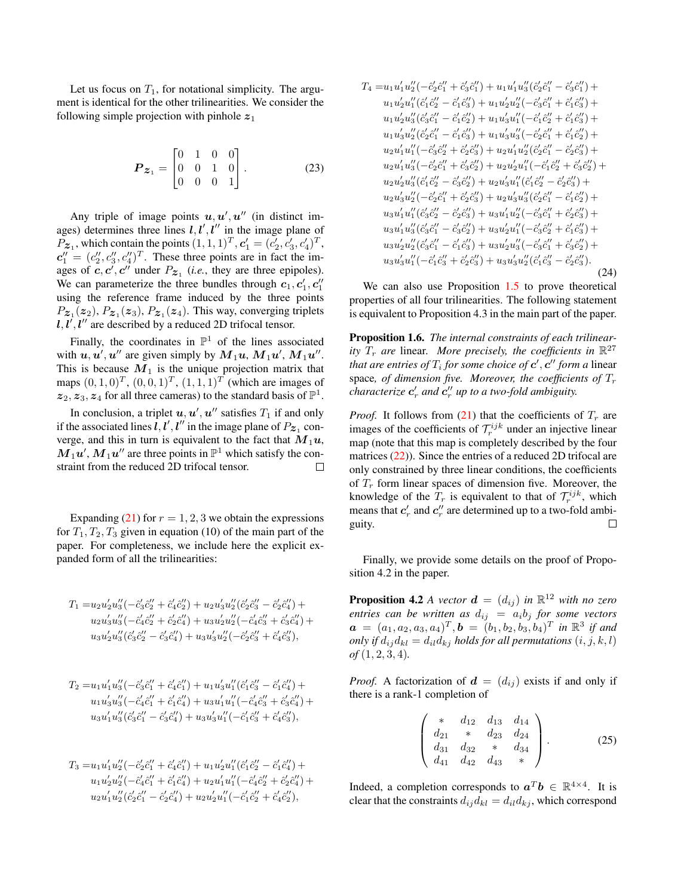Let us focus on $T_1$, for notational simplicity. The argument is identical for the other trilinearities. We consider the following simple projection with pinhole $\boldsymbol{z}_1$

$$
\boldsymbol{P}_{\boldsymbol{z}_1} = \begin{bmatrix} 0 & 1 & 0 & 0 \\ 0 & 0 & 1 & 0 \\ 0 & 0 & 0 & 1 \end{bmatrix}. \tag{23}
$$

Any triple of image points $\boldsymbol{u}, \boldsymbol{u}', \boldsymbol{u}''$ (in distinct images) determines three lines $\boldsymbol{l}, \boldsymbol{l}', \boldsymbol{l}''$ in the image plane of $P_{\boldsymbol{z}_1}$, which contain the points $(1,1,1)^T$, $\boldsymbol{c}_1' = (c_2', c_3', c_4')^T$, $\boldsymbol{c}_1'' = (c_2'', c_3'', c_4'')^T$. These three points are in fact the images of $\boldsymbol{c}, \boldsymbol{c}', \boldsymbol{c}''$ under $P_{\boldsymbol{z}_1}$ (*i.e.*, they are three epipoles). We can parameterize the three bundles through $\boldsymbol{c}_1, \boldsymbol{c}_1', \boldsymbol{c}_1''$ using the reference frame induced by the three points $P_{\boldsymbol{z}_1}(\boldsymbol{z}_2)$, $P_{\boldsymbol{z}_1}(\boldsymbol{z}_3)$, $P_{\boldsymbol{z}_1}(\boldsymbol{z}_4)$. This way, converging triplets $\boldsymbol{l}, \boldsymbol{l}', \boldsymbol{l}''$ are described by a reduced 2D trifocal tensor.

Finally, the coordinates in $\mathbb{P}^1$ of the lines associated with $\boldsymbol{u}, \boldsymbol{u}', \boldsymbol{u}''$ are given simply by $\boldsymbol{M}_1\boldsymbol{u}$, $\boldsymbol{M}_1\boldsymbol{u}'$, $\boldsymbol{M}_1\boldsymbol{u}''$. This is because $\boldsymbol{M}_1$ is the unique projection matrix that maps $(0,1,0)^T$, $(0,0,1)^T$, $(1,1,1)^T$ (which are images of $\boldsymbol{z}_2, \boldsymbol{z}_3, \boldsymbol{z}_4$ for all three cameras) to the standard basis of $\mathbb{P}^1$.

In conclusion, a triplet $\boldsymbol{u}, \boldsymbol{u}', \boldsymbol{u}''$ satisfies $T_1$ if and only if the associated lines $\boldsymbol{l}, \boldsymbol{l}', \boldsymbol{l}''$ in the image plane of $P_{\boldsymbol{z}_1}$ converge, and this in turn is equivalent to the fact that $\boldsymbol{M}_1\boldsymbol{u}$, $\boldsymbol{M}_1\boldsymbol{u}'$, $\boldsymbol{M}_1\boldsymbol{u}''$ are three points in $\mathbb{P}^1$ which satisfy the constraint from the reduced 2D trifocal tensor. ☐

Expanding (21) for $r = 1, 2, 3$ we obtain the expressions for $T_1, T_2, T_3$ given in equation (10) of the main part of the paper. For completeness, we include here the explicit expanded form of all the trilinearities:

$$
\begin{aligned}
T_1 =& u_2u_2'u_3''(-\hat{c}_3'\hat{c}_2'' + \hat{c}_4'\hat{c}_2'') + u_2u_3'u_2''(\hat{c}_2'\hat{c}_2'' - \hat{c}_2'\hat{c}_4'') + \\
& u_2u_3'u_3''(-\hat{c}_4'\hat{c}_2'' + \hat{c}_2'\hat{c}_4'') + u_3u_2'u_2''(-\hat{c}_4'\hat{c}_3'' + \hat{c}_3'\hat{c}_4'') + \\
& u_3u_2'u_3''(\hat{c}_3'\hat{c}_2'' - \hat{c}_3'\hat{c}_4'') + u_3u_3'u_2''(-\hat{c}_2'\hat{c}_3'' + \hat{c}_4'\hat{c}_3''),
\end{aligned}
$$

$$
\begin{aligned}
T_2 =& u_1u_1'u_3''(-\hat{c}_3'\hat{c}_1'' + \hat{c}_4'\hat{c}_1'') + u_1u_3'u_1''(\hat{c}_1'\hat{c}_3'' - \hat{c}_1'\hat{c}_4'') + \\
& u_1u_3'u_3''(-\hat{c}_4'\hat{c}_1'' + \hat{c}_1'\hat{c}_4'') + u_3u_1'u_1''(-\hat{c}_4'\hat{c}_3'' + \hat{c}_3'\hat{c}_4'') + \\
& u_3u_1'u_3''(\hat{c}_3'\hat{c}_1'' - \hat{c}_3'\hat{c}_4'') + u_3u_3'u_1''(-\hat{c}_1'\hat{c}_3'' + \hat{c}_4'\hat{c}_3''),
\end{aligned}
$$

$$
\begin{aligned}
T_3 =& u_1u_1'u_2''(-\hat{c}_2'\hat{c}_1'' + \hat{c}_4'\hat{c}_1'') + u_1u_2'u_1''(\hat{c}_1'\hat{c}_2'' - \hat{c}_1'\hat{c}_4'') + \\
& u_1u_2'u_2''(-\hat{c}_4'\hat{c}_1'' + \hat{c}_1'\hat{c}_4'') + u_2u_1'u_1''(-\hat{c}_4'\hat{c}_2'' + \hat{c}_2'\hat{c}_4'') + \\
& u_2u_1'u_2''(\hat{c}_2'\hat{c}_1'' - \hat{c}_2'\hat{c}_4'') + u_2u_2'u_1''(-\hat{c}_1'\hat{c}_2'' + \hat{c}_4'\hat{c}_2''),
\end{aligned}
$$

$$
\begin{aligned}
T_4 =& u_1u_1'u_2''(-\hat{c}_2'\hat{c}_1'' + \hat{c}_3'\hat{c}_1'') + u_1u_1'u_3''(\hat{c}_2'\hat{c}_1'' - \hat{c}_3'\hat{c}_1'') + \\
& u_1u_2'u_1''(\hat{c}_1'\hat{c}_2'' - \hat{c}_1'\hat{c}_3'') + u_1u_2'u_2''(-\hat{c}_3'\hat{c}_1'' + \hat{c}_1'\hat{c}_3'') + \\
& u_1u_2'u_3''(\hat{c}_3'\hat{c}_1'' - \hat{c}_1'\hat{c}_2'') + u_1u_3'u_1''(-\hat{c}_1'\hat{c}_2'' + \hat{c}_1'\hat{c}_3'') + \\
& u_1u_3'u_2''(\hat{c}_2'\hat{c}_1'' - \hat{c}_1'\hat{c}_3'') + u_1u_3'u_3''(-\hat{c}_2'\hat{c}_1'' + \hat{c}_1'\hat{c}_2'') + \\
& u_2u_1'u_1''(-\hat{c}_3'\hat{c}_2'' + \hat{c}_2'\hat{c}_3'') + u_2u_1'u_2''(\hat{c}_2'\hat{c}_1'' - \hat{c}_2'\hat{c}_3'') + \\
& u_2u_1'u_3''(-\hat{c}_2'\hat{c}_1'' + \hat{c}_3'\hat{c}_2'') + u_2u_2'u_1''(-\hat{c}_1'\hat{c}_2'' + \hat{c}_3'\hat{c}_2'') + \\
& u_2u_2'u_3''(\hat{c}_1'\hat{c}_2'' - \hat{c}_3'\hat{c}_2'') + u_2u_3'u_1''(\hat{c}_1'\hat{c}_2'' - \hat{c}_2'\hat{c}_3'') + \\
& u_2u_3'u_2''(-\hat{c}_2'\hat{c}_1'' + \hat{c}_2'\hat{c}_3'') + u_2u_3'u_3''(\hat{c}_2'\hat{c}_1'' - \hat{c}_1'\hat{c}_2'') + \\
& u_3u_1'u_1''(\hat{c}_3'\hat{c}_2'' - \hat{c}_2'\hat{c}_3'') + u_3u_1'u_2''(-\hat{c}_3'\hat{c}_1'' + \hat{c}_2'\hat{c}_3'') + \\
& u_3u_1'u_3''(\hat{c}_3'\hat{c}_1'' - \hat{c}_3'\hat{c}_2'') + u_3u_2'u_1''(-\hat{c}_3'\hat{c}_2'' + \hat{c}_1'\hat{c}_3'') + \\
& u_3u_2'u_2''(\hat{c}_3'\hat{c}_1'' - \hat{c}_1'\hat{c}_3'') + u_3u_2'u_3''(-\hat{c}_3'\hat{c}_1'' + \hat{c}_3'\hat{c}_2'') + \\
& u_3u_3'u_1''(-\hat{c}_1'\hat{c}_3'' + \hat{c}_2'\hat{c}_3'') + u_3u_3'u_2''(\hat{c}_1'\hat{c}_3'' - \hat{c}_2'\hat{c}_3'').
\end{aligned} \tag{24}
$$

We can also use Proposition 1.5 to prove theoretical properties of all four trilinearities. The following statement is equivalent to Proposition 4.3 in the main part of the paper.

**Proposition 1.6.** *The internal constraints of each trilinearity $T_r$ are* linear*. More precisely, the coefficients in $\mathbb{R}^{27}$ that are entries of $T_i$ for some choice of $\boldsymbol{c}', \boldsymbol{c}''$ form a* linear space*, of dimension five. Moreover, the coefficients of $T_r$ characterize $\boldsymbol{c}_r'$ and $\boldsymbol{c}_r''$ up to a two-fold ambiguity.*

*Proof.* It follows from (21) that the coefficients of $T_r$ are images of the coefficients of $\mathcal{T}_r^{ijk}$ under an injective linear map (note that this map is completely described by the four matrices (22)). Since the entries of a reduced 2D trifocal are only constrained by three linear conditions, the coefficients of $T_r$ form linear spaces of dimension five. Moreover, the knowledge of the $T_r$ is equivalent to that of $\mathcal{T}_r^{ijk}$, which means that $\boldsymbol{c}_r'$ and $\boldsymbol{c}_r''$ are determined up to a two-fold ambiguity. ☐

Finally, we provide some details on the proof of Proposition 4.2 in the paper.

**Proposition 4.2** *A vector $\boldsymbol{d} = (d_{ij})$ in $\mathbb{R}^{12}$ with no zero entries can be written as $d_{ij} = a_i b_j$ for some vectors $\boldsymbol{a} = (a_1, a_2, a_3, a_4)^T, \boldsymbol{b} = (b_1, b_2, b_3, b_4)^T$ in $\mathbb{R}^3$ if and only if $d_{ij}d_{kl} = d_{il}d_{kj}$ holds for all permutations $(i,j,k,l)$ of $(1,2,3,4)$.*

*Proof.* A factorization of $\boldsymbol{d} = (d_{ij})$ exists if and only if there is a rank-1 completion of

$$
\begin{pmatrix} * & d_{12} & d_{13} & d_{14} \\ d_{21} & * & d_{23} & d_{24} \\ d_{31} & d_{32} & * & d_{34} \\ d_{41} & d_{42} & d_{43} & * \end{pmatrix}. \tag{25}
$$

Indeed, a completion corresponds to $\boldsymbol{a}^T\boldsymbol{b} \in \mathbb{R}^{4\times 4}$. It is clear that the constraints $d_{ij}d_{kl} = d_{il}d_{kj}$, which correspond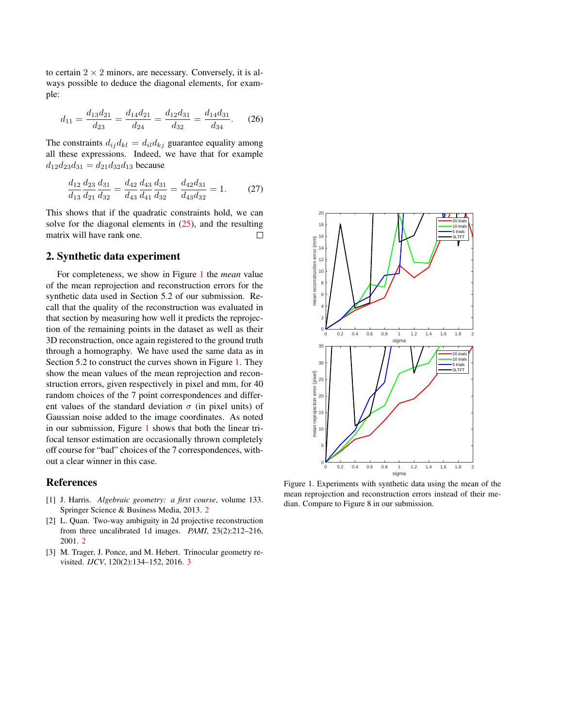to certain $2 \times 2$ minors, are necessary. Conversely, it is always possible to deduce the diagonal elements, for example:

$$d_{11} = \frac{d_{13}d_{21}}{d_{23}} = \frac{d_{14}d_{21}}{d_{24}} = \frac{d_{12}d_{31}}{d_{32}} = \frac{d_{14}d_{31}}{d_{34}}. \tag{26}$$

The constraints $d_{ij}d_{kl} = d_{il}d_{kj}$ guarantee equality among all these expressions. Indeed, we have that for example $d_{12}d_{23}d_{31} = d_{21}d_{32}d_{13}$ because

$$\frac{d_{12}}{d_{13}}\frac{d_{23}}{d_{21}}\frac{d_{31}}{d_{32}} = \frac{d_{42}}{d_{43}}\frac{d_{43}}{d_{41}}\frac{d_{31}}{d_{32}} = \frac{d_{42}d_{31}}{d_{43}d_{32}} = 1. \tag{27}$$

This shows that if the quadratic constraints hold, we can solve for the diagonal elements in (25), and the resulting matrix will have rank one. □

## 2. Synthetic data experiment

For completeness, we show in Figure 1 the *mean* value of the mean reprojection and reconstruction errors for the synthetic data used in Section 5.2 of our submission. Recall that the quality of the reconstruction was evaluated in that section by measuring how well it predicts the reprojection of the remaining points in the dataset as well as their 3D reconstruction, once again registered to the ground truth through a homography. We have used the same data as in Section 5.2 to construct the curves shown in Figure 1. They show the mean values of the mean reprojection and reconstruction errors, given respectively in pixel and mm, for 40 random choices of the 7 point correspondences and different values of the standard deviation $\sigma$ (in pixel units) of Gaussian noise added to the image coordinates. As noted in our submission, Figure 1 shows that both the linear trifocal tensor estimation are occasionally thrown completely off course for "bad" choices of the 7 correspondences, without a clear winner in this case.

mean reconstruction error (mm)
20 trials
10 trials
5 trials
3LTFT
sigma

mean reprojection error (pixel)
20 trials
10 trials
5 trials
3LTFT
sigma

Figure 1. Experiments with synthetic data using the mean of the mean reprojection and reconstruction errors instead of their median. Compare to Figure 8 in our submission.

## References

[1] J. Harris. *Algebraic geometry: a first course*, volume 133. Springer Science & Business Media, 2013. 2

[2] L. Quan. Two-way ambiguity in 2d projective reconstruction from three uncalibrated 1d images. *PAMI*, 23(2):212–216, 2001. 2

[3] M. Trager, J. Ponce, and M. Hebert. Trinocular geometry revisited. *IJCV*, 120(2):134–152, 2016. 3